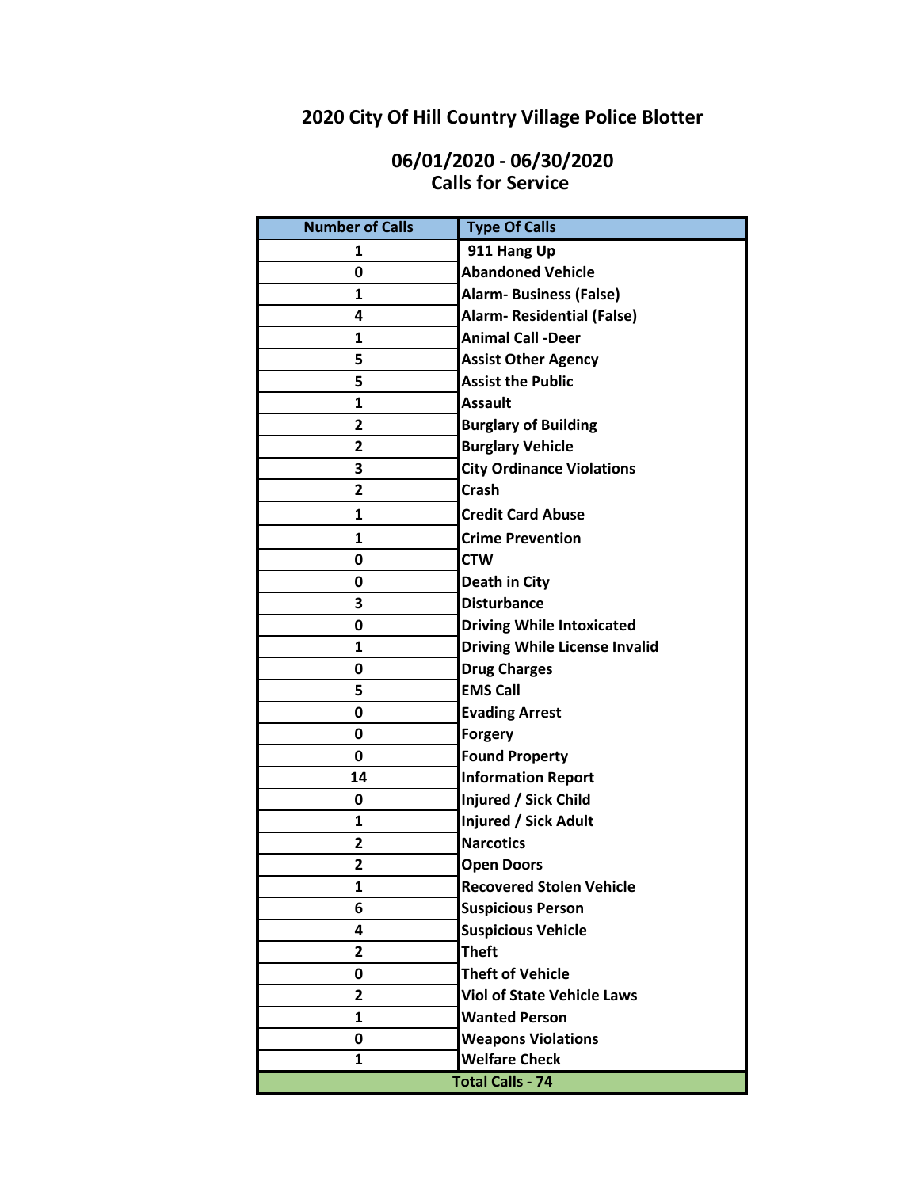# 2020 City Of Hill Country Village Police Blotter

## 06/01/2020 - 06/30/2020
## Calls for Service

| Number of Calls | Type Of Calls |
|---|---|
| 1 | 911 Hang Up |
| 0 | Abandoned Vehicle |
| 1 | Alarm- Business (False) |
| 4 | Alarm- Residential (False) |
| 1 | Animal Call -Deer |
| 5 | Assist Other Agency |
| 5 | Assist the Public |
| 1 | Assault |
| 2 | Burglary of Building |
| 2 | Burglary Vehicle |
| 3 | City Ordinance Violations |
| 2 | Crash |
| 1 | Credit Card Abuse |
| 1 | Crime Prevention |
| 0 | CTW |
| 0 | Death in City |
| 3 | Disturbance |
| 0 | Driving While Intoxicated |
| 1 | Driving While License Invalid |
| 0 | Drug Charges |
| 5 | EMS Call |
| 0 | Evading Arrest |
| 0 | Forgery |
| 0 | Found Property |
| 14 | Information Report |
| 0 | Injured / Sick Child |
| 1 | Injured / Sick Adult |
| 2 | Narcotics |
| 2 | Open Doors |
| 1 | Recovered Stolen Vehicle |
| 6 | Suspicious Person |
| 4 | Suspicious Vehicle |
| 2 | Theft |
| 0 | Theft of Vehicle |
| 2 | Viol of State Vehicle Laws |
| 1 | Wanted Person |
| 0 | Weapons Violations |
| 1 | Welfare Check |
| **Total Calls - 74** | |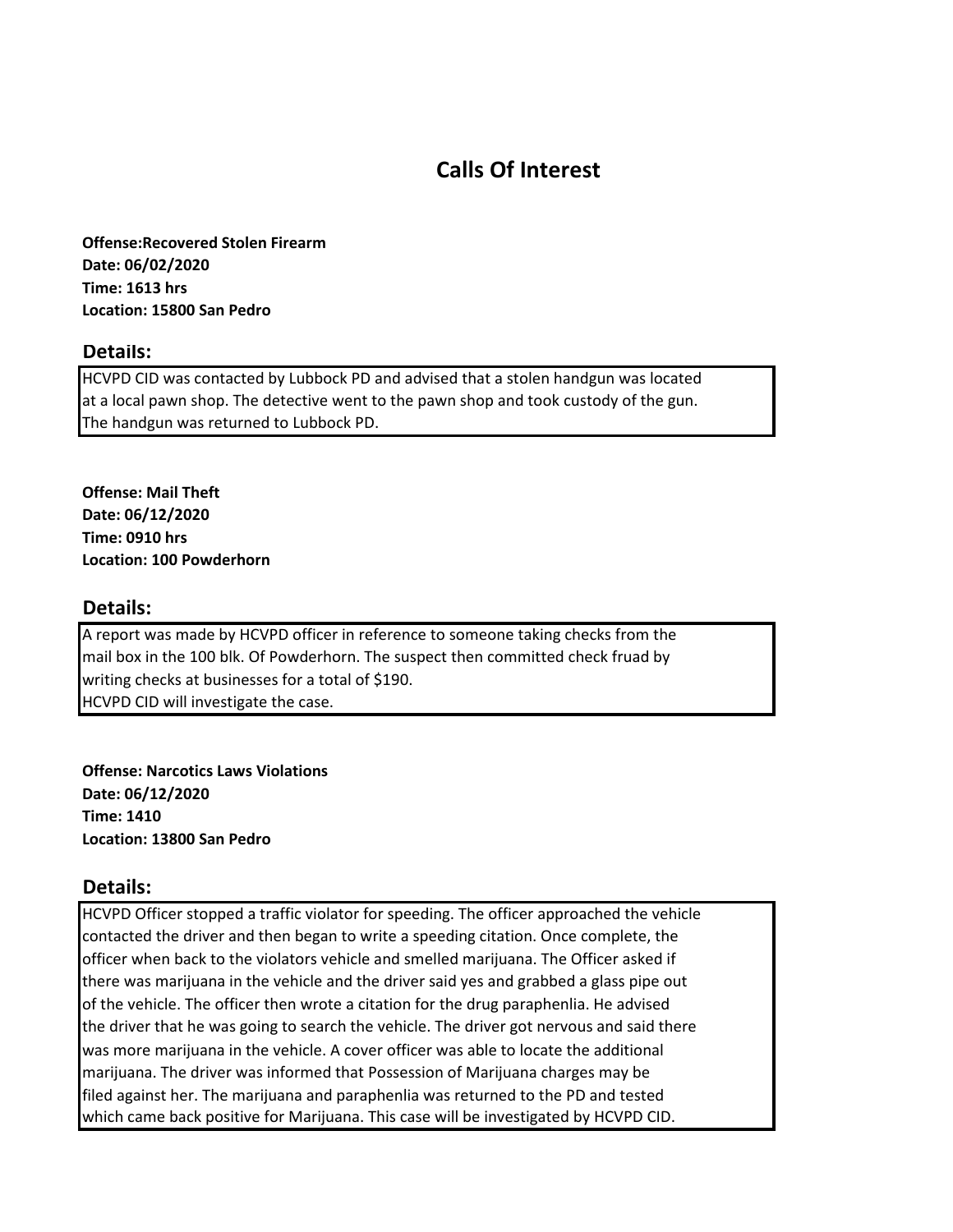# Calls Of Interest

**Offense:Recovered Stolen Firearm**
**Date: 06/02/2020**
**Time: 1613 hrs**
**Location: 15800 San Pedro**

## Details:

HCVPD CID was contacted by Lubbock PD and advised that a stolen handgun was located at a local pawn shop. The detective went to the pawn shop and took custody of the gun. The handgun was returned to Lubbock PD.

**Offense: Mail Theft**
**Date: 06/12/2020**
**Time: 0910 hrs**
**Location: 100 Powderhorn**

## Details:

A report was made by HCVPD officer in reference to someone taking checks from the mail box in the 100 blk. Of Powderhorn. The suspect then committed check fruad by writing checks at businesses for a total of $190.
HCVPD CID will investigate the case.

**Offense: Narcotics Laws Violations**
**Date: 06/12/2020**
**Time: 1410**
**Location: 13800 San Pedro**

## Details:

HCVPD Officer stopped a traffic violator for speeding. The officer approached the vehicle contacted the driver and then began to write a speeding citation. Once complete, the officer when back to the violators vehicle and smelled marijuana. The Officer asked if there was marijuana in the vehicle and the driver said yes and grabbed a glass pipe out of the vehicle. The officer then wrote a citation for the drug paraphenlia. He advised the driver that he was going to search the vehicle. The driver got nervous and said there was more marijuana in the vehicle. A cover officer was able to locate the additional marijuana. The driver was informed that Possession of Marijuana charges may be filed against her. The marijuana and paraphenlia was returned to the PD and tested which came back positive for Marijuana. This case will be investigated by HCVPD CID.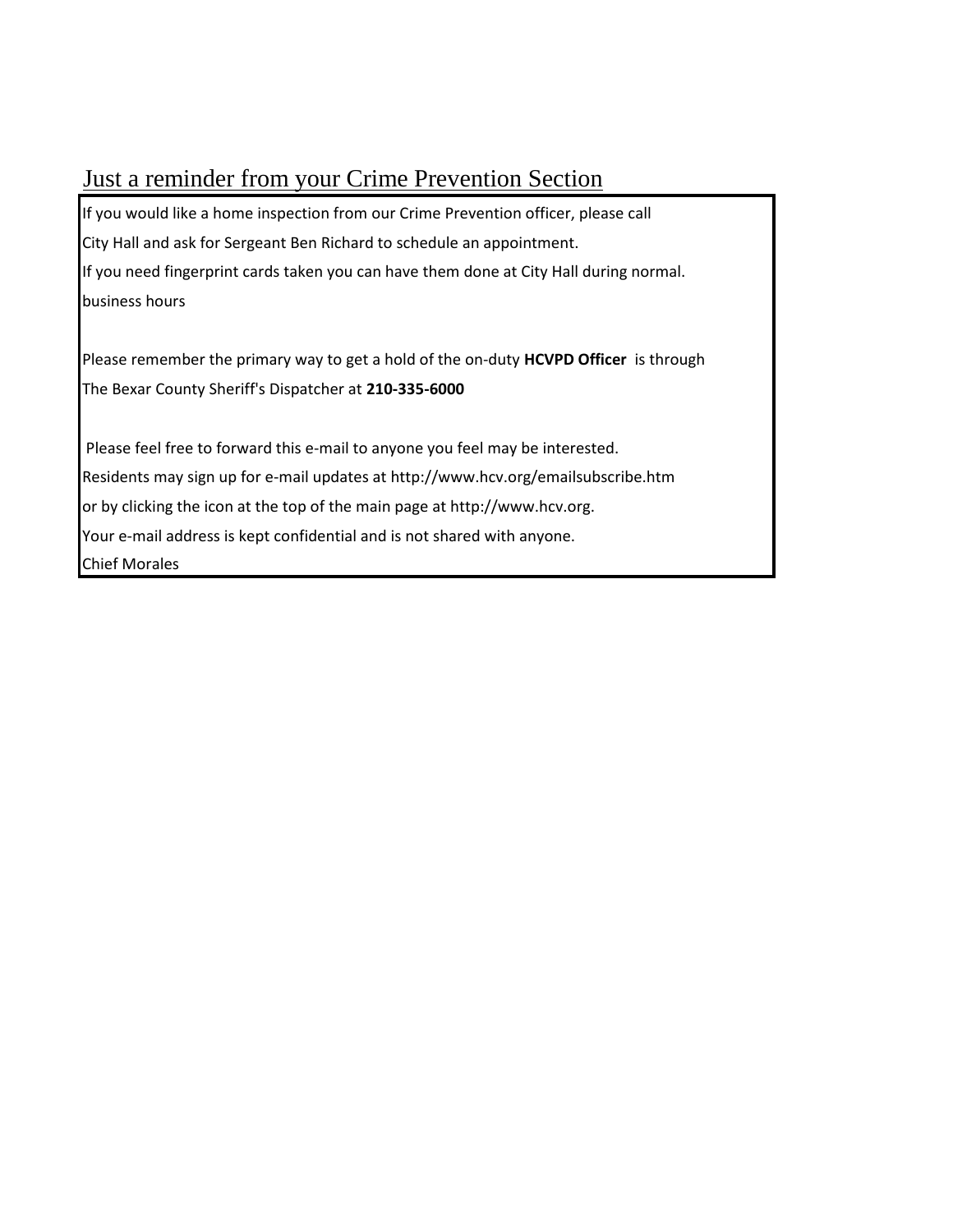## Just a reminder from your Crime Prevention Section

If you would like a home inspection from our Crime Prevention officer, please call
City Hall and ask for Sergeant Ben Richard to schedule an appointment.
If you need fingerprint cards taken you can have them done at City Hall during normal.
business hours

Please remember the primary way to get a hold of the on-duty **HCVPD Officer** is through
The Bexar County Sheriff's Dispatcher at **210-335-6000**

Please feel free to forward this e-mail to anyone you feel may be interested.
Residents may sign up for e-mail updates at http://www.hcv.org/emailsubscribe.htm
or by clicking the icon at the top of the main page at http://www.hcv.org.
Your e-mail address is kept confidential and is not shared with anyone.
Chief Morales